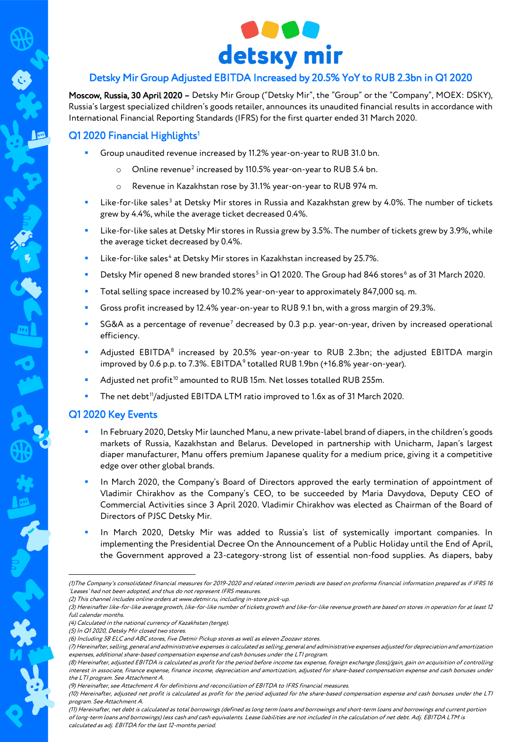# Detsky Mir Group Adjusted EBITDA Increased by 20.5% YoY to RUB 2.3bn in Q1 2020

**Moscow, Russia, 30 April 2020 –** Detsky Mir Group ("Detsky Mir", the "Group" or the "Company", MOEX: DSKY), Russia's largest specialized children's goods retailer, announces its unaudited financial results in accordance with International Financial Reporting Standards (IFRS) for the first quarter ended 31 March 2020.

## Q1 2020 Financial Highlights[1]

- Group unaudited revenue increased by 11.2% year-on-year to RUB 31.0 bn.
  - Online revenue[2] increased by 110.5% year-on-year to RUB 5.4 bn.
  - Revenue in Kazakhstan rose by 31.1% year-on-year to RUB 974 m.
- Like-for-like sales[3] at Detsky Mir stores in Russia and Kazakhstan grew by 4.0%. The number of tickets grew by 4.4%, while the average ticket decreased 0.4%.
- Like-for-like sales at Detsky Mir stores in Russia grew by 3.5%. The number of tickets grew by 3.9%, while the average ticket decreased by 0.4%.
- Like-for-like sales[4] at Detsky Mir stores in Kazakhstan increased by 25.7%.
- Detsky Mir opened 8 new branded stores[5] in Q1 2020. The Group had 846 stores[6] as of 31 March 2020.
- Total selling space increased by 10.2% year-on-year to approximately 847,000 sq. m.
- Gross profit increased by 12.4% year-on-year to RUB 9.1 bn, with a gross margin of 29.3%.
- SG&A as a percentage of revenue[7] decreased by 0.3 p.p. year-on-year, driven by increased operational efficiency.
- Adjusted EBITDA[8] increased by 20.5% year-on-year to RUB 2.3bn; the adjusted EBITDA margin improved by 0.6 p.p. to 7.3%. EBITDA[9] totalled RUB 1.9bn (+16.8% year-on-year).
- Adjusted net profit[10] amounted to RUB 15m. Net losses totalled RUB 255m.
- The net debt[11]/adjusted EBITDA LTM ratio improved to 1.6x as of 31 March 2020.

## Q1 2020 Key Events

- In February 2020, Detsky Mir launched Manu, a new private-label brand of diapers, in the children's goods markets of Russia, Kazakhstan and Belarus. Developed in partnership with Unicharm, Japan's largest diaper manufacturer, Manu offers premium Japanese quality for a medium price, giving it a competitive edge over other global brands.
- In March 2020, the Company's Board of Directors approved the early termination of appointment of Vladimir Chirakhov as the Company's CEO, to be succeeded by Maria Davydova, Deputy CEO of Commercial Activities since 3 April 2020. Vladimir Chirakhov was elected as Chairman of the Board of Directors of PJSC Detsky Mir.
- In March 2020, Detsky Mir was added to Russia's list of systemically important companies. In implementing the Presidential Decree On the Announcement of a Public Holiday until the End of April, the Government approved a 23-category-strong list of essential non-food supplies. As diapers, baby

---

*(1)The Company's consolidated financial measures for 2019-2020 and related interim periods are based on proforma financial information prepared as if IFRS 16 'Leases' had not been adopted, and thus do not represent IFRS measures.*
*(2) This channel includes online orders at www.detmir.ru, including in-store pick-up.*
*(3) Hereinafter like-for-like average growth, like-for-like number of tickets growth and like-for-like revenue growth are based on stores in operation for at least 12 full calendar months.*
*(4) Calculated in the national currency of Kazakhstan (tenge).*
*(5) In Q1 2020, Detsky Mir closed two stores.*
*(6) Including 58 ELC and ABC stores, five Detmir Pickup stores as well as eleven Zoozavr stores.*
*(7) Hereinafter, selling, general and administrative expenses is calculated as selling, general and administrative expenses adjusted for depreciation and amortization expenses, additional share-based compensation expense and cash bonuses under the LTI program.*
*(8) Hereinafter, adjusted EBITDA is calculated as profit for the period before income tax expense, foreign exchange (loss)/gain, gain on acquisition of controlling interest in associate, finance expense, finance income, depreciation and amortization, adjusted for share-based compensation expense and cash bonuses under the LTI program. See Attachment A.*
*(9) Hereinafter, see Attachment A for definitions and reconciliation of EBITDA to IFRS financial measures.*
*(10) Hereinafter, adjusted net profit is calculated as profit for the period adjusted for the share-based compensation expense and cash bonuses under the LTI program. See Attachment A.*
*(11) Hereinafter, net debt is calculated as total borrowings (defined as long term loans and borrowings and short-term loans and borrowings and current portion of long-term loans and borrowings) less cash and cash equivalents. Lease liabilities are not included in the calculation of net debt. Adj. EBITDA LTM is calculated as adj. EBITDA for the last 12-months period.*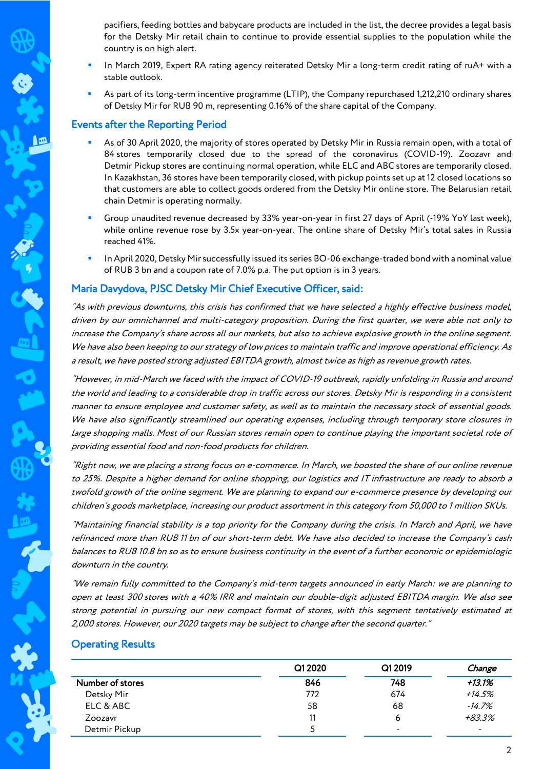pacifiers, feeding bottles and babycare products are included in the list, the decree provides a legal basis for the Detsky Mir retail chain to continue to provide essential supplies to the population while the country is on high alert.

- In March 2019, Expert RA rating agency reiterated Detsky Mir a long-term credit rating of ruA+ with a stable outlook.
- As part of its long-term incentive programme (LTIP), the Company repurchased 1,212,210 ordinary shares of Detsky Mir for RUB 90 m, representing 0.16% of the share capital of the Company.

## Events after the Reporting Period

- As of 30 April 2020, the majority of stores operated by Detsky Mir in Russia remain open, with a total of 84 stores temporarily closed due to the spread of the coronavirus (COVID-19). Zoozavr and Detmir Pickup stores are continuing normal operation, while ELC and ABC stores are temporarily closed. In Kazakhstan, 36 stores have been temporarily closed, with pickup points set up at 12 closed locations so that customers are able to collect goods ordered from the Detsky Mir online store. The Belarusian retail chain Detmir is operating normally.
- Group unaudited revenue decreased by 33% year-on-year in first 27 days of April (-19% YoY last week), while online revenue rose by 3.5x year-on-year. The online share of Detsky Mir's total sales in Russia reached 41%.
- In April 2020, Detsky Mir successfully issued its series BO-06 exchange-traded bond with a nominal value of RUB 3 bn and a coupon rate of 7.0% p.a. The put option is in 3 years.

## Maria Davydova, PJSC Detsky Mir Chief Executive Officer, said:

*"As with previous downturns, this crisis has confirmed that we have selected a highly effective business model, driven by our omnichannel and multi-category proposition. During the first quarter, we were able not only to increase the Company's share across all our markets, but also to achieve explosive growth in the online segment. We have also been keeping to our strategy of low prices to maintain traffic and improve operational efficiency. As a result, we have posted strong adjusted EBITDA growth, almost twice as high as revenue growth rates.*

*"However, in mid-March we faced with the impact of COVID-19 outbreak, rapidly unfolding in Russia and around the world and leading to a considerable drop in traffic across our stores. Detsky Mir is responding in a consistent manner to ensure employee and customer safety, as well as to maintain the necessary stock of essential goods. We have also significantly streamlined our operating expenses, including through temporary store closures in large shopping malls. Most of our Russian stores remain open to continue playing the important societal role of providing essential food and non-food products for children.*

*"Right now, we are placing a strong focus on e-commerce. In March, we boosted the share of our online revenue to 25%. Despite a higher demand for online shopping, our logistics and IT infrastructure are ready to absorb a twofold growth of the online segment. We are planning to expand our e-commerce presence by developing our children's goods marketplace, increasing our product assortment in this category from 50,000 to 1 million SKUs.*

*"Maintaining financial stability is a top priority for the Company during the crisis. In March and April, we have refinanced more than RUB 11 bn of our short-term debt. We have also decided to increase the Company's cash balances to RUB 10.8 bn so as to ensure business continuity in the event of a further economic or epidemiologic downturn in the country.*

*"We remain fully committed to the Company's mid-term targets announced in early March: we are planning to open at least 300 stores with a 40% IRR and maintain our double-digit adjusted EBITDA margin. We also see strong potential in pursuing our new compact format of stores, with this segment tentatively estimated at 2,000 stores. However, our 2020 targets may be subject to change after the second quarter."*

## Operating Results

| | Q1 2020 | Q1 2019 | *Change* |
|---|---|---|---|
| **Number of stores** | **846** | **748** | ***+13.1%*** |
| Detsky Mir | 772 | 674 | *+14.5%* |
| ELC & ABC | 58 | 68 | *-14.7%* |
| Zoozavr | 11 | 6 | *+83.3%* |
| Detmir Pickup | 5 | - | - |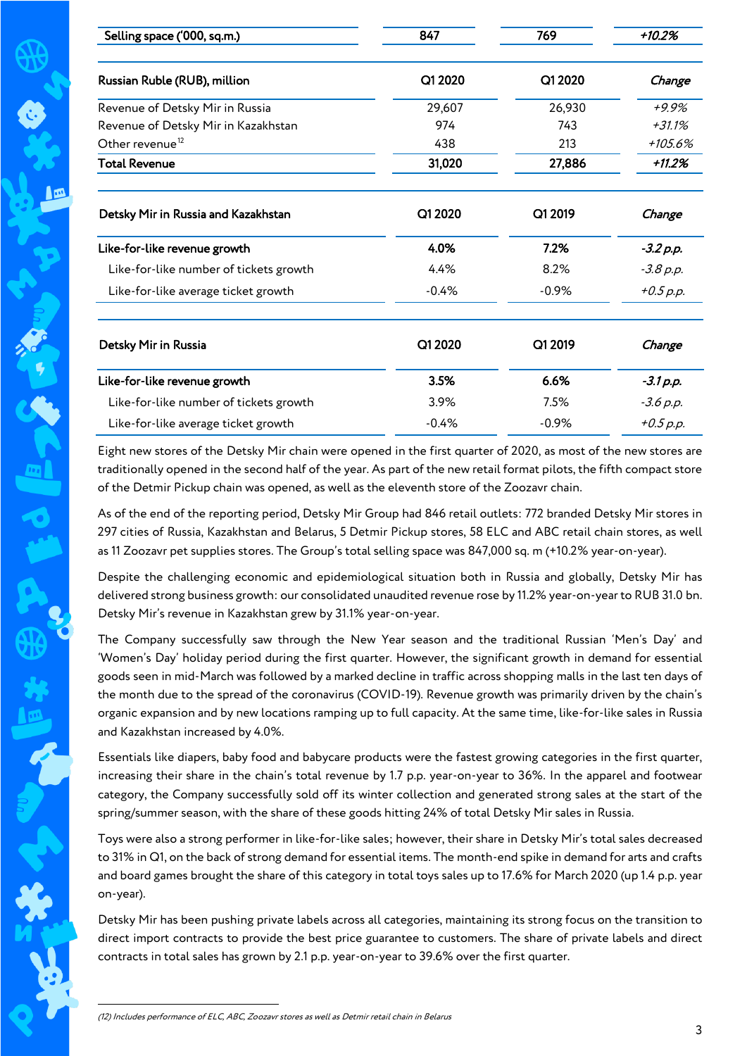| Selling space ('000, sq.m.) | 847 | 769 | +10.2% |
|---|---|---|---|

| Russian Ruble (RUB), million | Q1 2020 | Q1 2020 | Change |
|---|---|---|---|
| Revenue of Detsky Mir in Russia | 29,607 | 26,930 | +9.9% |
| Revenue of Detsky Mir in Kazakhstan | 974 | 743 | +31.1% |
| Other revenue[12] | 438 | 213 | +105.6% |
| **Total Revenue** | **31,020** | **27,886** | **+11.2%** |

| Detsky Mir in Russia and Kazakhstan | Q1 2020 | Q1 2019 | Change |
|---|---|---|---|
| **Like-for-like revenue growth** | **4.0%** | **7.2%** | **-3.2 p.p.** |
| Like-for-like number of tickets growth | 4.4% | 8.2% | -3.8 p.p. |
| Like-for-like average ticket growth | -0.4% | -0.9% | +0.5 p.p. |

| Detsky Mir in Russia | Q1 2020 | Q1 2019 | Change |
|---|---|---|---|
| **Like-for-like revenue growth** | **3.5%** | **6.6%** | **-3.1 p.p.** |
| Like-for-like number of tickets growth | 3.9% | 7.5% | -3.6 p.p. |
| Like-for-like average ticket growth | -0.4% | -0.9% | +0.5 p.p. |

Eight new stores of the Detsky Mir chain were opened in the first quarter of 2020, as most of the new stores are traditionally opened in the second half of the year. As part of the new retail format pilots, the fifth compact store of the Detmir Pickup chain was opened, as well as the eleventh store of the Zoozavr chain.

As of the end of the reporting period, Detsky Mir Group had 846 retail outlets: 772 branded Detsky Mir stores in 297 cities of Russia, Kazakhstan and Belarus, 5 Detmir Pickup stores, 58 ELC and ABC retail chain stores, as well as 11 Zoozavr pet supplies stores. The Group's total selling space was 847,000 sq. m (+10.2% year-on-year).

Despite the challenging economic and epidemiological situation both in Russia and globally, Detsky Mir has delivered strong business growth: our consolidated unaudited revenue rose by 11.2% year-on-year to RUB 31.0 bn. Detsky Mir's revenue in Kazakhstan grew by 31.1% year-on-year.

The Company successfully saw through the New Year season and the traditional Russian 'Men's Day' and 'Women's Day' holiday period during the first quarter. However, the significant growth in demand for essential goods seen in mid-March was followed by a marked decline in traffic across shopping malls in the last ten days of the month due to the spread of the coronavirus (COVID-19). Revenue growth was primarily driven by the chain's organic expansion and by new locations ramping up to full capacity. At the same time, like-for-like sales in Russia and Kazakhstan increased by 4.0%.

Essentials like diapers, baby food and babycare products were the fastest growing categories in the first quarter, increasing their share in the chain's total revenue by 1.7 p.p. year-on-year to 36%. In the apparel and footwear category, the Company successfully sold off its winter collection and generated strong sales at the start of the spring/summer season, with the share of these goods hitting 24% of total Detsky Mir sales in Russia.

Toys were also a strong performer in like-for-like sales; however, their share in Detsky Mir's total sales decreased to 31% in Q1, on the back of strong demand for essential items. The month-end spike in demand for arts and crafts and board games brought the share of this category in total toys sales up to 17.6% for March 2020 (up 1.4 p.p. year on-year).

Detsky Mir has been pushing private labels across all categories, maintaining its strong focus on the transition to direct import contracts to provide the best price guarantee to customers. The share of private labels and direct contracts in total sales has grown by 2.1 p.p. year-on-year to 39.6% over the first quarter.

---

*(12) Includes performance of ELC, ABC, Zoozavr stores as well as Detmir retail chain in Belarus*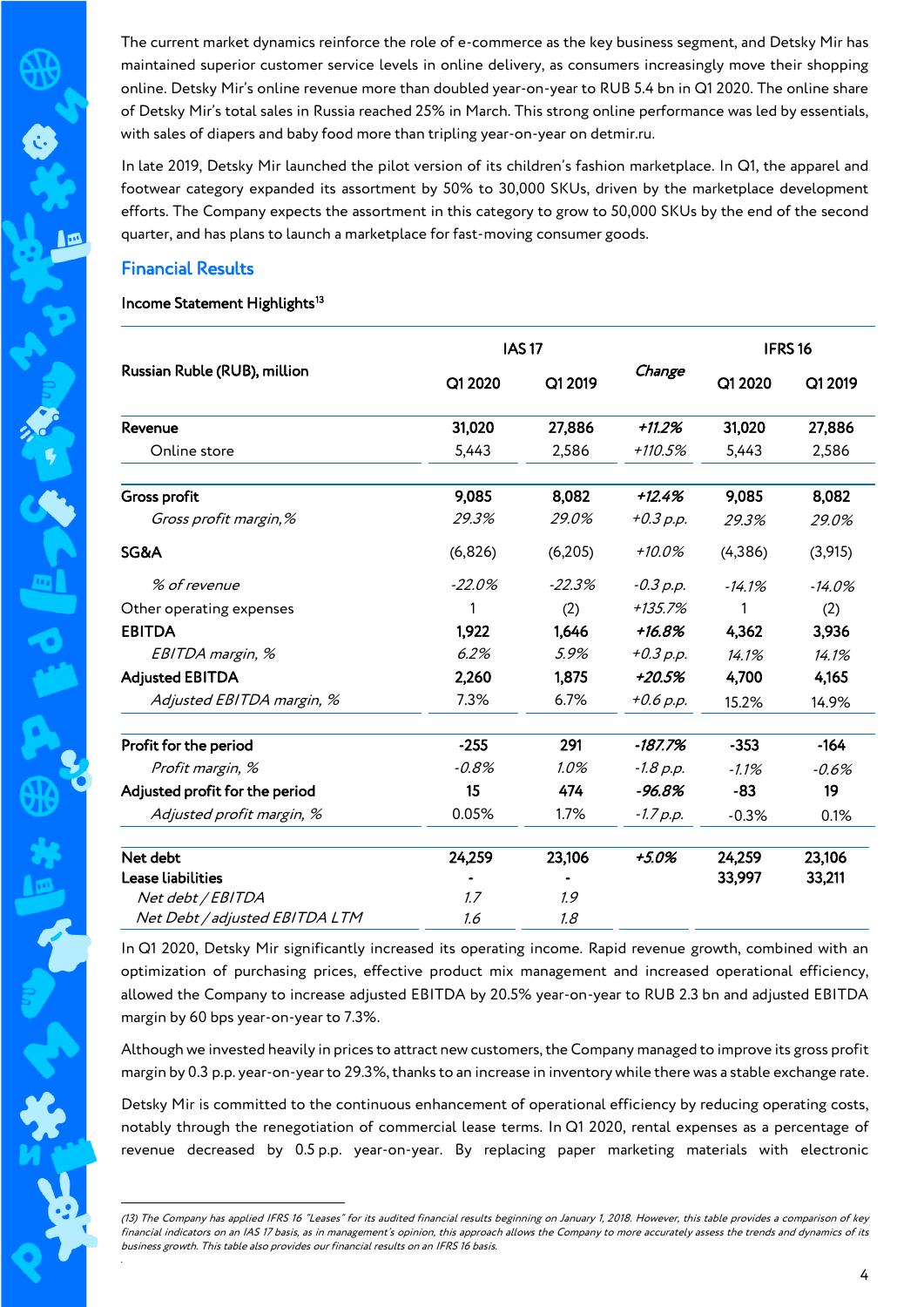The current market dynamics reinforce the role of e-commerce as the key business segment, and Detsky Mir has maintained superior customer service levels in online delivery, as consumers increasingly move their shopping online. Detsky Mir's online revenue more than doubled year-on-year to RUB 5.4 bn in Q1 2020. The online share of Detsky Mir's total sales in Russia reached 25% in March. This strong online performance was led by essentials, with sales of diapers and baby food more than tripling year-on-year on detmir.ru.

In late 2019, Detsky Mir launched the pilot version of its children's fashion marketplace. In Q1, the apparel and footwear category expanded its assortment by 50% to 30,000 SKUs, driven by the marketplace development efforts. The Company expects the assortment in this category to grow to 50,000 SKUs by the end of the second quarter, and has plans to launch a marketplace for fast-moving consumer goods.

## Financial Results

**Income Statement Highlights**[13]

| Russian Ruble (RUB), million | IAS 17 | | Change | IFRS 16 | |
|---|---|---|---|---|---|
| | Q1 2020 | Q1 2019 | | Q1 2020 | Q1 2019 |
| **Revenue** | **31,020** | **27,886** | ***+11.2%*** | **31,020** | **27,886** |
| Online store | 5,443 | 2,586 | *+110.5%* | 5,443 | 2,586 |
| **Gross profit** | **9,085** | **8,082** | ***+12.4%*** | **9,085** | **8,082** |
| *Gross profit margin,%* | *29.3%* | *29.0%* | *+0.3 p.p.* | *29.3%* | *29.0%* |
| **SG&A** | (6,826) | (6,205) | *+10.0%* | (4,386) | (3,915) |
| *% of revenue* | *-22.0%* | *-22.3%* | *-0.3 p.p.* | *-14.1%* | *-14.0%* |
| Other operating expenses | 1 | (2) | *+135.7%* | 1 | (2) |
| **EBITDA** | **1,922** | **1,646** | ***+16.8%*** | **4,362** | **3,936** |
| *EBITDA margin, %* | *6.2%* | *5.9%* | *+0.3 p.p.* | *14.1%* | *14.1%* |
| **Adjusted EBITDA** | **2,260** | **1,875** | ***+20.5%*** | **4,700** | **4,165** |
| *Adjusted EBITDA margin, %* | 7.3% | 6.7% | *+0.6 p.p.* | 15.2% | 14.9% |
| **Profit for the period** | **-255** | **291** | ***-187.7%*** | **-353** | **-164** |
| *Profit margin, %* | *-0.8%* | *1.0%* | *-1.8 p.p.* | *-1.1%* | *-0.6%* |
| **Adjusted profit for the period** | **15** | **474** | ***-96.8%*** | **-83** | **19** |
| *Adjusted profit margin, %* | 0.05% | 1.7% | *-1.7 p.p.* | -0.3% | 0.1% |
| **Net debt** | **24,259** | **23,106** | ***+5.0%*** | **24,259** | **23,106** |
| **Lease liabilities** | - | - | | **33,997** | **33,211** |
| *Net debt / EBITDA* | *1.7* | *1.9* | | | |
| *Net Debt / adjusted EBITDA LTM* | *1.6* | *1.8* | | | |

In Q1 2020, Detsky Mir significantly increased its operating income. Rapid revenue growth, combined with an optimization of purchasing prices, effective product mix management and increased operational efficiency, allowed the Company to increase adjusted EBITDA by 20.5% year-on-year to RUB 2.3 bn and adjusted EBITDA margin by 60 bps year-on-year to 7.3%.

Although we invested heavily in prices to attract new customers, the Company managed to improve its gross profit margin by 0.3 p.p. year-on-year to 29.3%, thanks to an increase in inventory while there was a stable exchange rate.

Detsky Mir is committed to the continuous enhancement of operational efficiency by reducing operating costs, notably through the renegotiation of commercial lease terms. In Q1 2020, rental expenses as a percentage of revenue decreased by 0.5 p.p. year-on-year. By replacing paper marketing materials with electronic

*(13) The Company has applied IFRS 16 "Leases" for its audited financial results beginning on January 1, 2018. However, this table provides a comparison of key financial indicators on an IAS 17 basis, as in management's opinion, this approach allows the Company to more accurately assess the trends and dynamics of its business growth. This table also provides our financial results on an IFRS 16 basis.*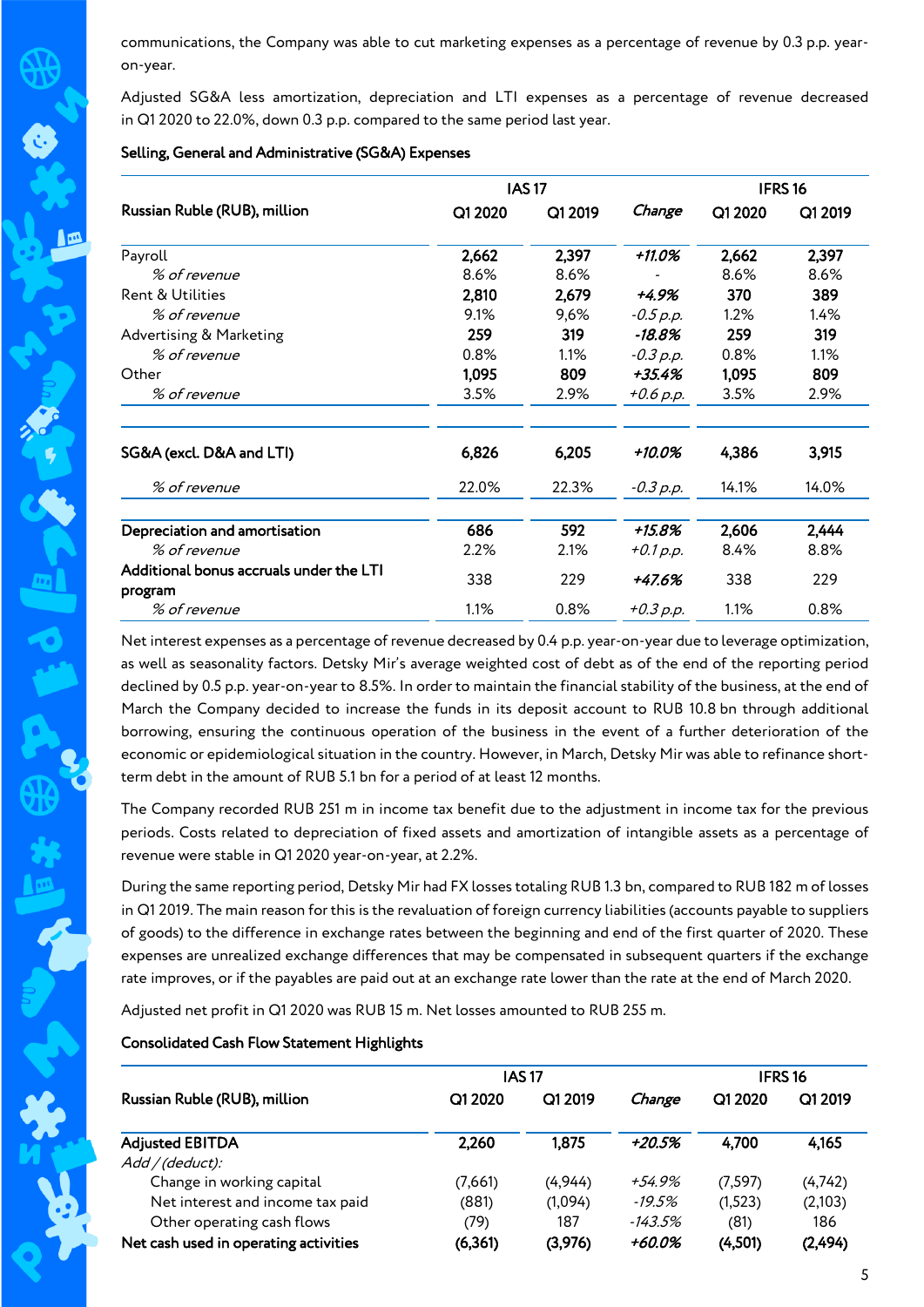communications, the Company was able to cut marketing expenses as a percentage of revenue by 0.3 p.p. year-on-year.

Adjusted SG&A less amortization, depreciation and LTI expenses as a percentage of revenue decreased in Q1 2020 to 22.0%, down 0.3 p.p. compared to the same period last year.

**Selling, General and Administrative (SG&A) Expenses**

| Russian Ruble (RUB), million | IAS 17 | | | IFRS 16 | |
|---|---|---|---|---|---|
| | **Q1 2020** | **Q1 2019** | ***Change*** | **Q1 2020** | **Q1 2019** |
| Payroll | **2,662** | **2,397** | ***+11.0%*** | **2,662** | **2,397** |
| *% of revenue* | 8.6% | 8.6% | - | 8.6% | 8.6% |
| Rent & Utilities | **2,810** | **2,679** | ***+4.9%*** | **370** | **389** |
| *% of revenue* | 9.1% | 9,6% | *-0.5 p.p.* | 1.2% | 1.4% |
| Advertising & Marketing | **259** | **319** | ***-18.8%*** | **259** | **319** |
| *% of revenue* | 0.8% | 1.1% | *-0.3 p.p.* | 0.8% | 1.1% |
| Other | **1,095** | **809** | ***+35.4%*** | **1,095** | **809** |
| *% of revenue* | 3.5% | 2.9% | *+0.6 p.p.* | 3.5% | 2.9% |
| **SG&A (excl. D&A and LTI)** | **6,826** | **6,205** | ***+10.0%*** | **4,386** | **3,915** |
| *% of revenue* | 22.0% | 22.3% | *-0.3 p.p.* | 14.1% | 14.0% |
| **Depreciation and amortisation** | **686** | **592** | ***+15.8%*** | **2,606** | **2,444** |
| *% of revenue* | 2.2% | 2.1% | *+0.1 p.p.* | 8.4% | 8.8% |
| **Additional bonus accruals under the LTI program** | 338 | 229 | ***+47.6%*** | 338 | 229 |
| *% of revenue* | 1.1% | 0.8% | *+0.3 p.p.* | 1.1% | 0.8% |

Net interest expenses as a percentage of revenue decreased by 0.4 p.p. year-on-year due to leverage optimization, as well as seasonality factors. Detsky Mir's average weighted cost of debt as of the end of the reporting period declined by 0.5 p.p. year-on-year to 8.5%. In order to maintain the financial stability of the business, at the end of March the Company decided to increase the funds in its deposit account to RUB 10.8 bn through additional borrowing, ensuring the continuous operation of the business in the event of a further deterioration of the economic or epidemiological situation in the country. However, in March, Detsky Mir was able to refinance short-term debt in the amount of RUB 5.1 bn for a period of at least 12 months.

The Company recorded RUB 251 m in income tax benefit due to the adjustment in income tax for the previous periods. Costs related to depreciation of fixed assets and amortization of intangible assets as a percentage of revenue were stable in Q1 2020 year-on-year, at 2.2%.

During the same reporting period, Detsky Mir had FX losses totaling RUB 1.3 bn, compared to RUB 182 m of losses in Q1 2019. The main reason for this is the revaluation of foreign currency liabilities (accounts payable to suppliers of goods) to the difference in exchange rates between the beginning and end of the first quarter of 2020. These expenses are unrealized exchange differences that may be compensated in subsequent quarters if the exchange rate improves, or if the payables are paid out at an exchange rate lower than the rate at the end of March 2020.

Adjusted net profit in Q1 2020 was RUB 15 m. Net losses amounted to RUB 255 m.

**Consolidated Cash Flow Statement Highlights**

| Russian Ruble (RUB), million | IAS 17 | | | IFRS 16 | |
|---|---|---|---|---|---|
| | **Q1 2020** | **Q1 2019** | ***Change*** | **Q1 2020** | **Q1 2019** |
| **Adjusted EBITDA** | **2,260** | **1,875** | ***+20.5%*** | **4,700** | **4,165** |
| *Add / (deduct):* | | | | | |
| Change in working capital | (7,661) | (4,944) | *+54.9%* | (7,597) | (4,742) |
| Net interest and income tax paid | (881) | (1,094) | *-19.5%* | (1,523) | (2,103) |
| Other operating cash flows | (79) | 187 | *-143.5%* | (81) | 186 |
| **Net cash used in operating activities** | **(6,361)** | **(3,976)** | ***+60.0%*** | **(4,501)** | **(2,494)** |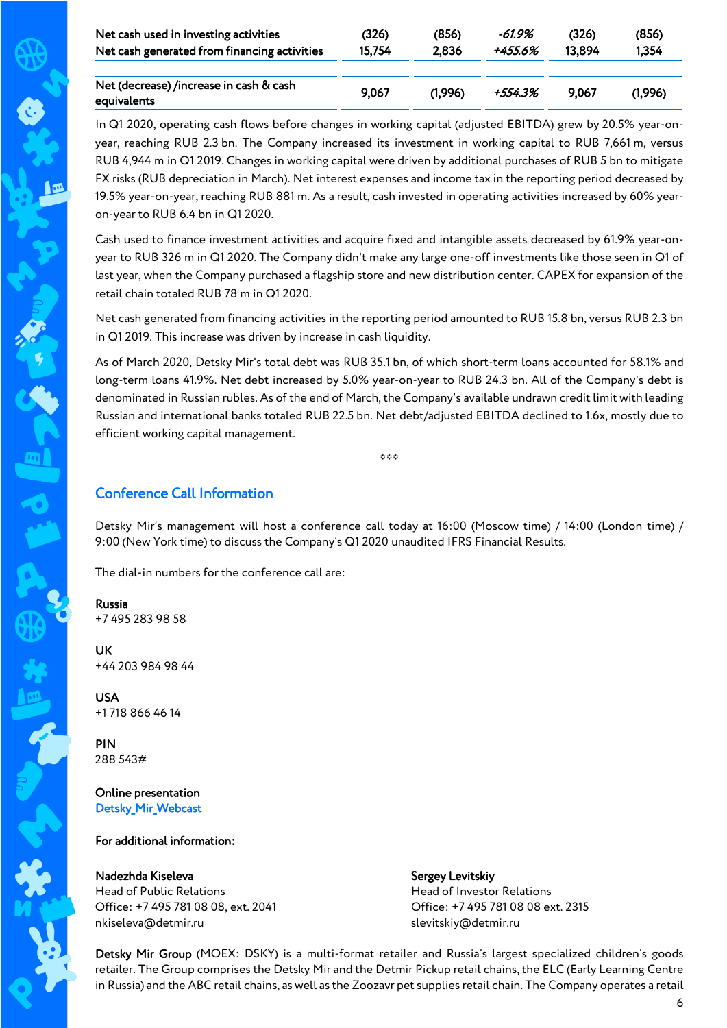| | | | | | |
|---|---|---|---|---|---|
| Net cash used in investing activities | (326) | (856) | *-61.9%* | (326) | (856) |
| Net cash generated from financing activities | 15,754 | 2,836 | *+455.6%* | 13,894 | 1,354 |
| Net (decrease) /increase in cash & cash equivalents | 9,067 | (1,996) | *+554.3%* | 9,067 | (1,996) |

In Q1 2020, operating cash flows before changes in working capital (adjusted EBITDA) grew by 20.5% year-on-year, reaching RUB 2.3 bn. The Company increased its investment in working capital to RUB 7,661 m, versus RUB 4,944 m in Q1 2019. Changes in working capital were driven by additional purchases of RUB 5 bn to mitigate FX risks (RUB depreciation in March). Net interest expenses and income tax in the reporting period decreased by 19.5% year-on-year, reaching RUB 881 m. As a result, cash invested in operating activities increased by 60% year-on-year to RUB 6.4 bn in Q1 2020.

Cash used to finance investment activities and acquire fixed and intangible assets decreased by 61.9% year-on-year to RUB 326 m in Q1 2020. The Company didn't make any large one-off investments like those seen in Q1 of last year, when the Company purchased a flagship store and new distribution center. CAPEX for expansion of the retail chain totaled RUB 78 m in Q1 2020.

Net cash generated from financing activities in the reporting period amounted to RUB 15.8 bn, versus RUB 2.3 bn in Q1 2019. This increase was driven by increase in cash liquidity.

As of March 2020, Detsky Mir's total debt was RUB 35.1 bn, of which short-term loans accounted for 58.1% and long-term loans 41.9%. Net debt increased by 5.0% year-on-year to RUB 24.3 bn. All of the Company's debt is denominated in Russian rubles. As of the end of March, the Company's available undrawn credit limit with leading Russian and international banks totaled RUB 22.5 bn. Net debt/adjusted EBITDA declined to 1.6x, mostly due to efficient working capital management.

\*\*\*

## Conference Call Information

Detsky Mir's management will host a conference call today at 16:00 (Moscow time) / 14:00 (London time) / 9:00 (New York time) to discuss the Company's Q1 2020 unaudited IFRS Financial Results.

The dial-in numbers for the conference call are:

**Russia**
+7 495 283 98 58

**UK**
+44 203 984 98 44

**USA**
+1 718 866 46 14

**PIN**
288 543#

**Online presentation**
[Detsky Mir Webcast]

**For additional information:**

**Nadezhda Kiseleva**
Head of Public Relations
Office: +7 495 781 08 08, ext. 2041
nkiseleva@detmir.ru

**Sergey Levitskiy**
Head of Investor Relations
Office: +7 495 781 08 08 ext. 2315
slevitskiy@detmir.ru

**Detsky Mir Group** (MOEX: DSKY) is a multi-format retailer and Russia's largest specialized children's goods retailer. The Group comprises the Detsky Mir and the Detmir Pickup retail chains, the ELC (Early Learning Centre in Russia) and the ABC retail chains, as well as the Zoozavr pet supplies retail chain. The Company operates a retail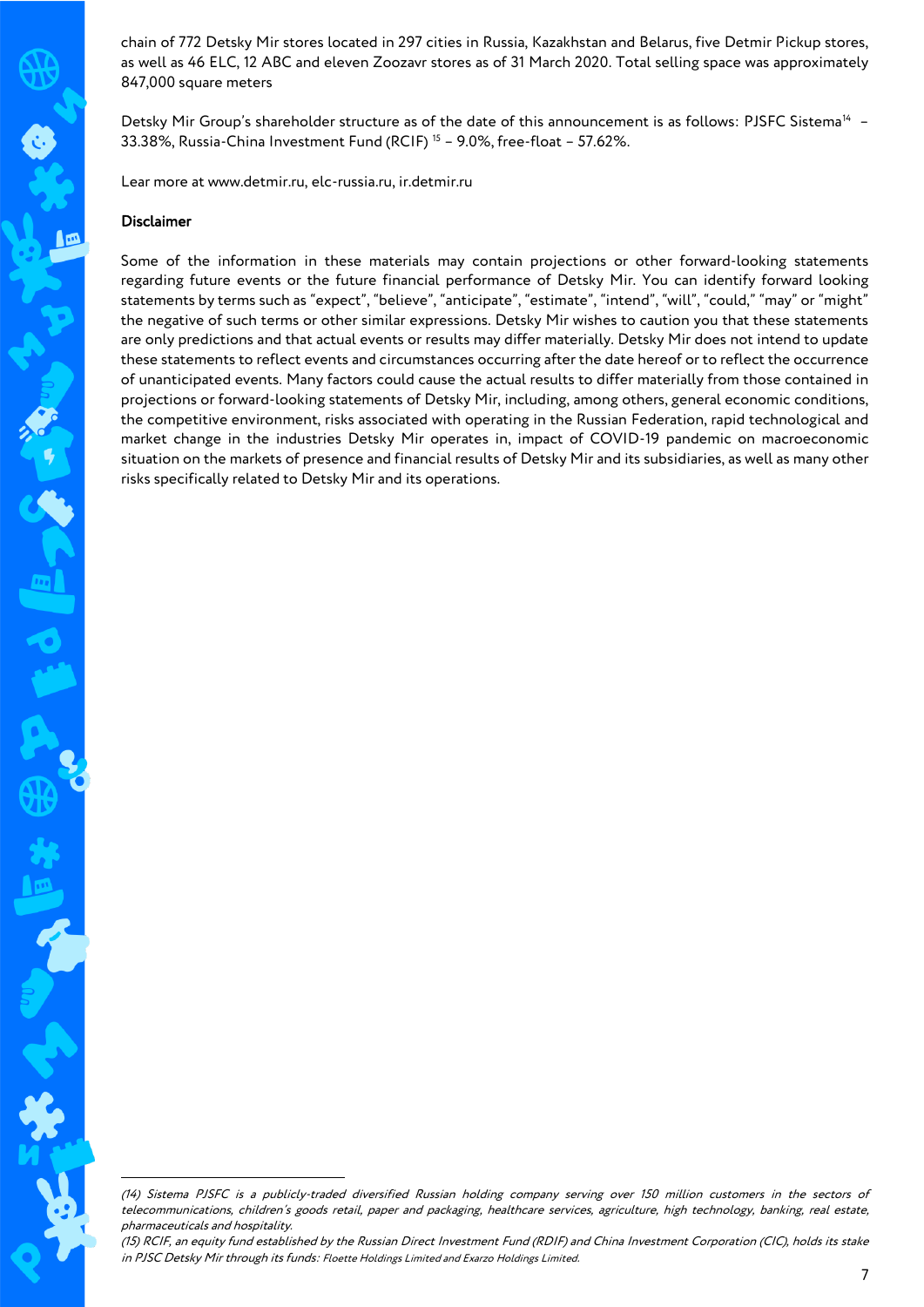chain of 772 Detsky Mir stores located in 297 cities in Russia, Kazakhstan and Belarus, five Detmir Pickup stores, as well as 46 ELC, 12 ABC and eleven Zoozavr stores as of 31 March 2020. Total selling space was approximately 847,000 square meters

Detsky Mir Group's shareholder structure as of the date of this announcement is as follows: PJSFC Sistema[14] – 33.38%, Russia-China Investment Fund (RCIF) [15] – 9.0%, free-float – 57.62%.

Lear more at www.detmir.ru, elc-russia.ru, ir.detmir.ru

**Disclaimer**

Some of the information in these materials may contain projections or other forward-looking statements regarding future events or the future financial performance of Detsky Mir. You can identify forward looking statements by terms such as "expect", "believe", "anticipate", "estimate", "intend", "will", "could," "may" or "might" the negative of such terms or other similar expressions. Detsky Mir wishes to caution you that these statements are only predictions and that actual events or results may differ materially. Detsky Mir does not intend to update these statements to reflect events and circumstances occurring after the date hereof or to reflect the occurrence of unanticipated events. Many factors could cause the actual results to differ materially from those contained in projections or forward-looking statements of Detsky Mir, including, among others, general economic conditions, the competitive environment, risks associated with operating in the Russian Federation, rapid technological and market change in the industries Detsky Mir operates in, impact of COVID-19 pandemic on macroeconomic situation on the markets of presence and financial results of Detsky Mir and its subsidiaries, as well as many other risks specifically related to Detsky Mir and its operations.

---

*(14) Sistema PJSFC is a publicly-traded diversified Russian holding company serving over 150 million customers in the sectors of telecommunications, children's goods retail, paper and packaging, healthcare services, agriculture, high technology, banking, real estate, pharmaceuticals and hospitality.*

*(15) RCIF, an equity fund established by the Russian Direct Investment Fund (RDIF) and China Investment Corporation (CIC), holds its stake in PJSC Detsky Mir through its funds: Floette Holdings Limited and Exarzo Holdings Limited.*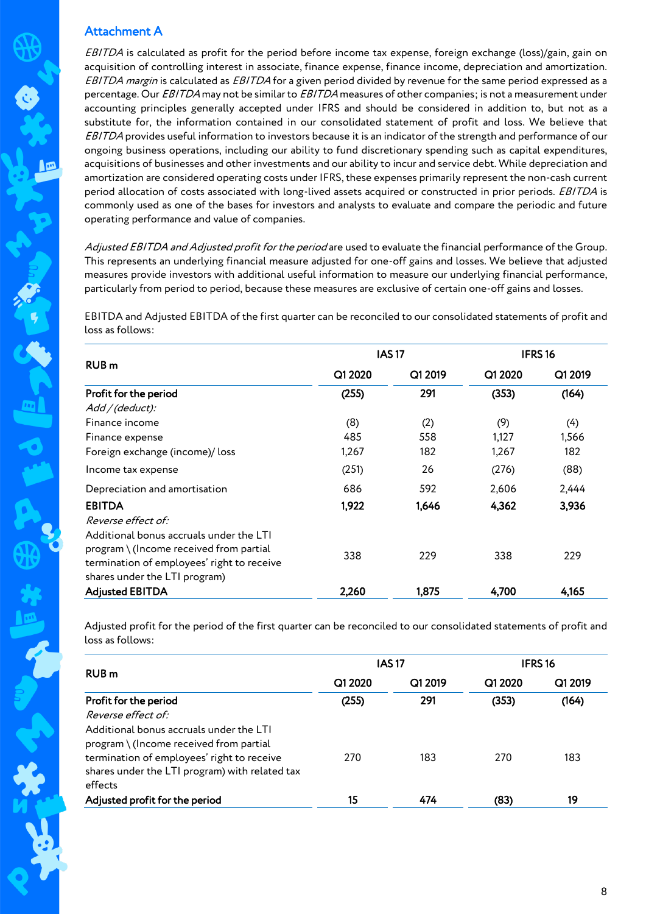## Attachment A

*EBITDA* is calculated as profit for the period before income tax expense, foreign exchange (loss)/gain, gain on acquisition of controlling interest in associate, finance expense, finance income, depreciation and amortization. *EBITDA margin* is calculated as *EBITDA* for a given period divided by revenue for the same period expressed as a percentage. Our *EBITDA* may not be similar to *EBITDA* measures of other companies; is not a measurement under accounting principles generally accepted under IFRS and should be considered in addition to, but not as a substitute for, the information contained in our consolidated statement of profit and loss. We believe that *EBITDA* provides useful information to investors because it is an indicator of the strength and performance of our ongoing business operations, including our ability to fund discretionary spending such as capital expenditures, acquisitions of businesses and other investments and our ability to incur and service debt. While depreciation and amortization are considered operating costs under IFRS, these expenses primarily represent the non-cash current period allocation of costs associated with long-lived assets acquired or constructed in prior periods. *EBITDA* is commonly used as one of the bases for investors and analysts to evaluate and compare the periodic and future operating performance and value of companies.

*Adjusted EBITDA and Adjusted profit for the period* are used to evaluate the financial performance of the Group. This represents an underlying financial measure adjusted for one-off gains and losses. We believe that adjusted measures provide investors with additional useful information to measure our underlying financial performance, particularly from period to period, because these measures are exclusive of certain one-off gains and losses.

EBITDA and Adjusted EBITDA of the first quarter can be reconciled to our consolidated statements of profit and loss as follows:

| RUB m | IAS 17 | | IFRS 16 | |
|---|---|---|---|---|
| | Q1 2020 | Q1 2019 | Q1 2020 | Q1 2019 |
| **Profit for the period** | **(255)** | **291** | **(353)** | **(164)** |
| *Add / (deduct):* | | | | |
| Finance income | (8) | (2) | (9) | (4) |
| Finance expense | 485 | 558 | 1,127 | 1,566 |
| Foreign exchange (income)/ loss | 1,267 | 182 | 1,267 | 182 |
| Income tax expense | (251) | 26 | (276) | (88) |
| Depreciation and amortisation | 686 | 592 | 2,606 | 2,444 |
| **EBITDA** | **1,922** | **1,646** | **4,362** | **3,936** |
| *Reverse effect of:* | | | | |
| Additional bonus accruals under the LTI program \ (Income received from partial termination of employees' right to receive shares under the LTI program) | 338 | 229 | 338 | 229 |
| **Adjusted EBITDA** | **2,260** | **1,875** | **4,700** | **4,165** |

Adjusted profit for the period of the first quarter can be reconciled to our consolidated statements of profit and loss as follows:

| RUB m | IAS 17 | | IFRS 16 | |
|---|---|---|---|---|
| | Q1 2020 | Q1 2019 | Q1 2020 | Q1 2019 |
| **Profit for the period** | **(255)** | **291** | **(353)** | **(164)** |
| *Reverse effect of:* | | | | |
| Additional bonus accruals under the LTI program \ (Income received from partial termination of employees' right to receive shares under the LTI program) with related tax effects | 270 | 183 | 270 | 183 |
| **Adjusted profit for the period** | **15** | **474** | **(83)** | **19** |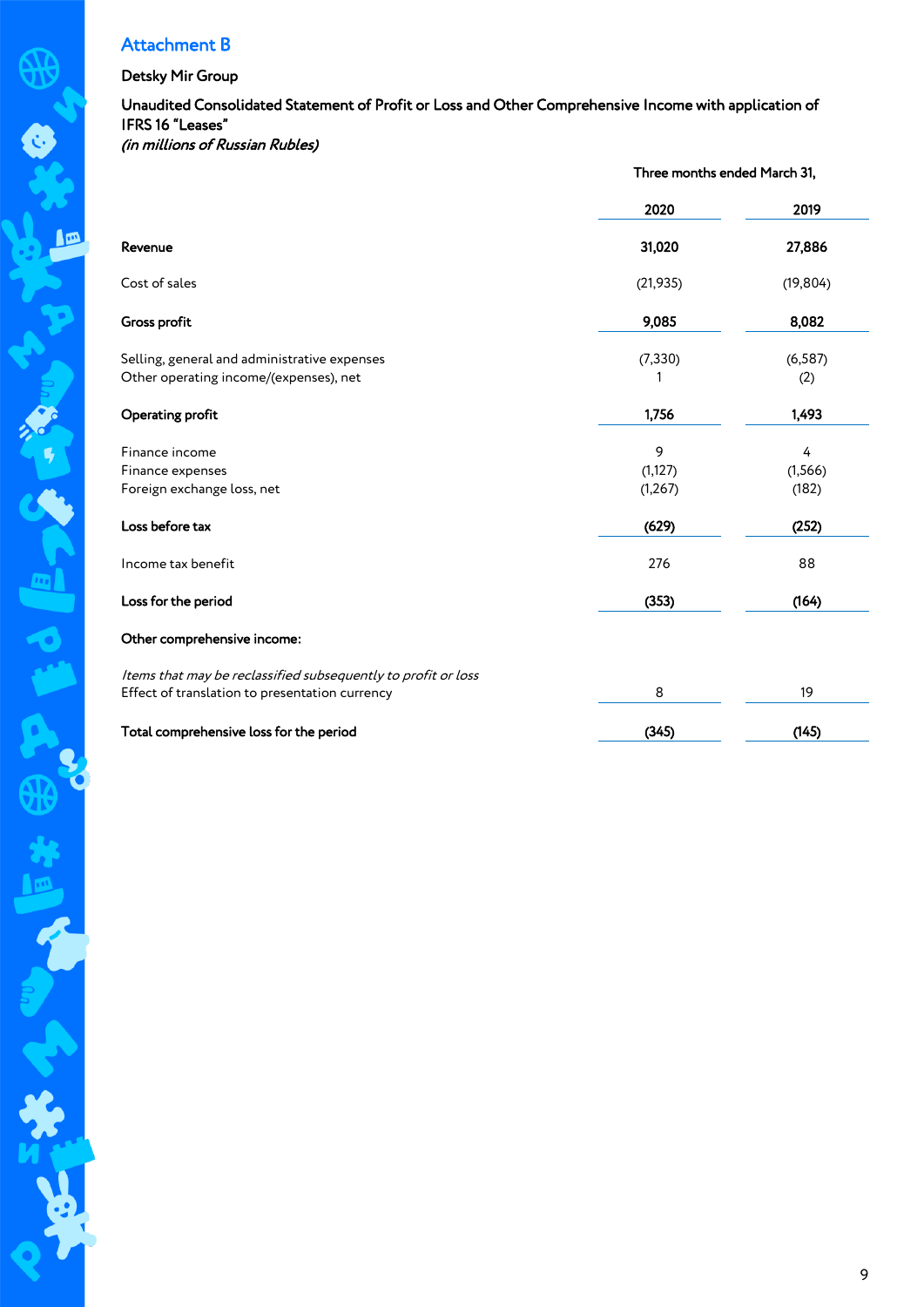## Attachment B

### Detsky Mir Group

**Unaudited Consolidated Statement of Profit or Loss and Other Comprehensive Income with application of IFRS 16 "Leases"**
*(in millions of Russian Rubles)*

| | Three months ended March 31, | |
|---|---|---|
| | **2020** | **2019** |
| **Revenue** | **31,020** | **27,886** |
| Cost of sales | (21,935) | (19,804) |
| **Gross profit** | **9,085** | **8,082** |
| Selling, general and administrative expenses | (7,330) | (6,587) |
| Other operating income/(expenses), net | 1 | (2) |
| **Operating profit** | **1,756** | **1,493** |
| Finance income | 9 | 4 |
| Finance expenses | (1,127) | (1,566) |
| Foreign exchange loss, net | (1,267) | (182) |
| **Loss before tax** | **(629)** | **(252)** |
| Income tax benefit | 276 | 88 |
| **Loss for the period** | **(353)** | **(164)** |
| **Other comprehensive income:** | | |
| *Items that may be reclassified subsequently to profit or loss* | | |
| Effect of translation to presentation currency | 8 | 19 |
| **Total comprehensive loss for the period** | **(345)** | **(145)** |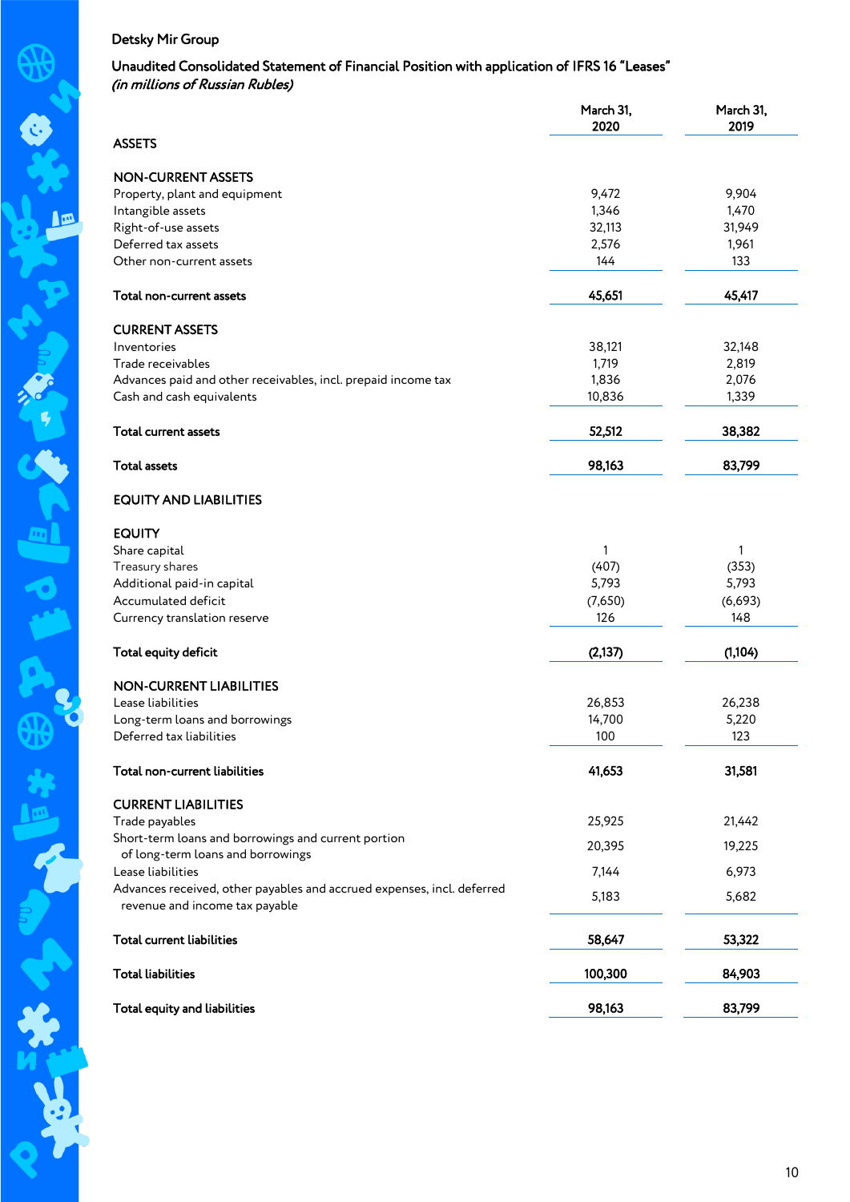Detsky Mir Group

## Unaudited Consolidated Statement of Financial Position with application of IFRS 16 "Leases"

*(in millions of Russian Rubles)*

| | March 31, 2020 | March 31, 2019 |
|---|---|---|
| **ASSETS** | | |
| **NON-CURRENT ASSETS** | | |
| Property, plant and equipment | 9,472 | 9,904 |
| Intangible assets | 1,346 | 1,470 |
| Right-of-use assets | 32,113 | 31,949 |
| Deferred tax assets | 2,576 | 1,961 |
| Other non-current assets | 144 | 133 |
| **Total non-current assets** | **45,651** | **45,417** |
| **CURRENT ASSETS** | | |
| Inventories | 38,121 | 32,148 |
| Trade receivables | 1,719 | 2,819 |
| Advances paid and other receivables, incl. prepaid income tax | 1,836 | 2,076 |
| Cash and cash equivalents | 10,836 | 1,339 |
| **Total current assets** | **52,512** | **38,382** |
| **Total assets** | **98,163** | **83,799** |
| **EQUITY AND LIABILITIES** | | |
| **EQUITY** | | |
| Share capital | 1 | 1 |
| Treasury shares | (407) | (353) |
| Additional paid-in capital | 5,793 | 5,793 |
| Accumulated deficit | (7,650) | (6,693) |
| Currency translation reserve | 126 | 148 |
| **Total equity deficit** | **(2,137)** | **(1,104)** |
| **NON-CURRENT LIABILITIES** | | |
| Lease liabilities | 26,853 | 26,238 |
| Long-term loans and borrowings | 14,700 | 5,220 |
| Deferred tax liabilities | 100 | 123 |
| **Total non-current liabilities** | **41,653** | **31,581** |
| **CURRENT LIABILITIES** | | |
| Trade payables | 25,925 | 21,442 |
| Short-term loans and borrowings and current portion of long-term loans and borrowings | 20,395 | 19,225 |
| Lease liabilities | 7,144 | 6,973 |
| Advances received, other payables and accrued expenses, incl. deferred revenue and income tax payable | 5,183 | 5,682 |
| **Total current liabilities** | **58,647** | **53,322** |
| **Total liabilities** | **100,300** | **84,903** |
| **Total equity and liabilities** | **98,163** | **83,799** |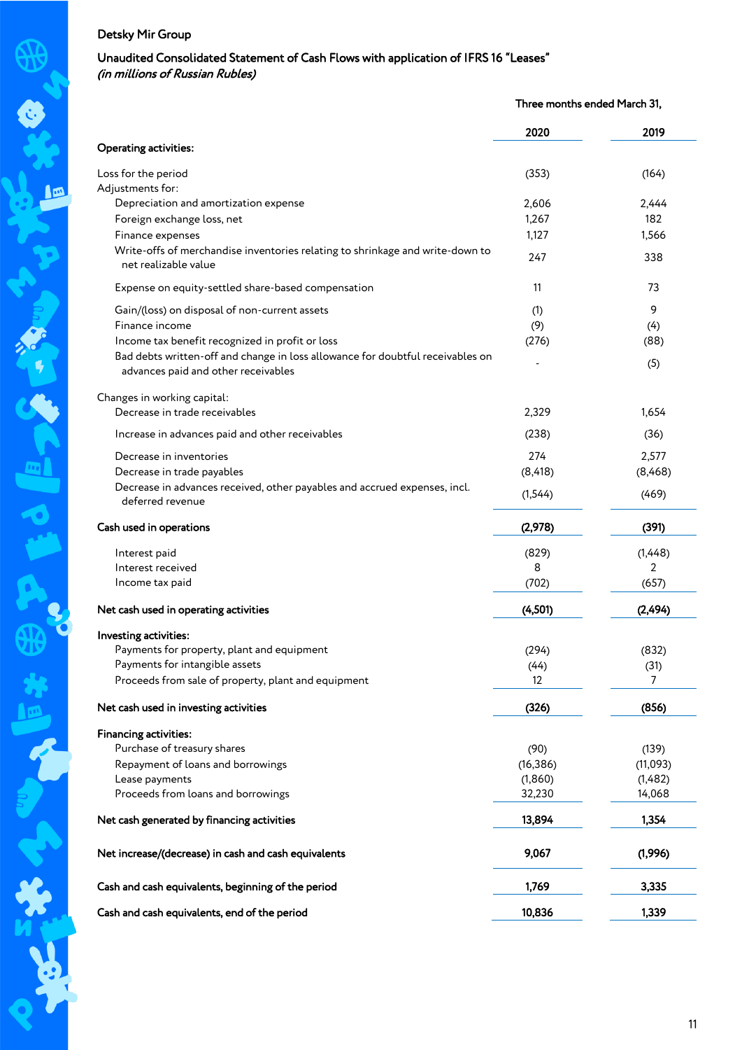Detsky Mir Group

**Unaudited Consolidated Statement of Cash Flows with application of IFRS 16 "Leases"**
*(in millions of Russian Rubles)*

| | Three months ended March 31, | |
|---|---|---|
| | **2020** | **2019** |
| **Operating activities:** | | |
| Loss for the period | (353) | (164) |
| Adjustments for: | | |
| Depreciation and amortization expense | 2,606 | 2,444 |
| Foreign exchange loss, net | 1,267 | 182 |
| Finance expenses | 1,127 | 1,566 |
| Write-offs of merchandise inventories relating to shrinkage and write-down to net realizable value | 247 | 338 |
| Expense on equity-settled share-based compensation | 11 | 73 |
| Gain/(loss) on disposal of non-current assets | (1) | 9 |
| Finance income | (9) | (4) |
| Income tax benefit recognized in profit or loss | (276) | (88) |
| Bad debts written-off and change in loss allowance for doubtful receivables on advances paid and other receivables | - | (5) |
| Changes in working capital: | | |
| Decrease in trade receivables | 2,329 | 1,654 |
| Increase in advances paid and other receivables | (238) | (36) |
| Decrease in inventories | 274 | 2,577 |
| Decrease in trade payables | (8,418) | (8,468) |
| Decrease in advances received, other payables and accrued expenses, incl. deferred revenue | (1,544) | (469) |
| **Cash used in operations** | **(2,978)** | **(391)** |
| Interest paid | (829) | (1,448) |
| Interest received | 8 | 2 |
| Income tax paid | (702) | (657) |
| **Net cash used in operating activities** | **(4,501)** | **(2,494)** |
| **Investing activities:** | | |
| Payments for property, plant and equipment | (294) | (832) |
| Payments for intangible assets | (44) | (31) |
| Proceeds from sale of property, plant and equipment | 12 | 7 |
| **Net cash used in investing activities** | **(326)** | **(856)** |
| **Financing activities:** | | |
| Purchase of treasury shares | (90) | (139) |
| Repayment of loans and borrowings | (16,386) | (11,093) |
| Lease payments | (1,860) | (1,482) |
| Proceeds from loans and borrowings | 32,230 | 14,068 |
| **Net cash generated by financing activities** | **13,894** | **1,354** |
| **Net increase/(decrease) in cash and cash equivalents** | **9,067** | **(1,996)** |
| **Cash and cash equivalents, beginning of the period** | **1,769** | **3,335** |
| **Cash and cash equivalents, end of the period** | **10,836** | **1,339** |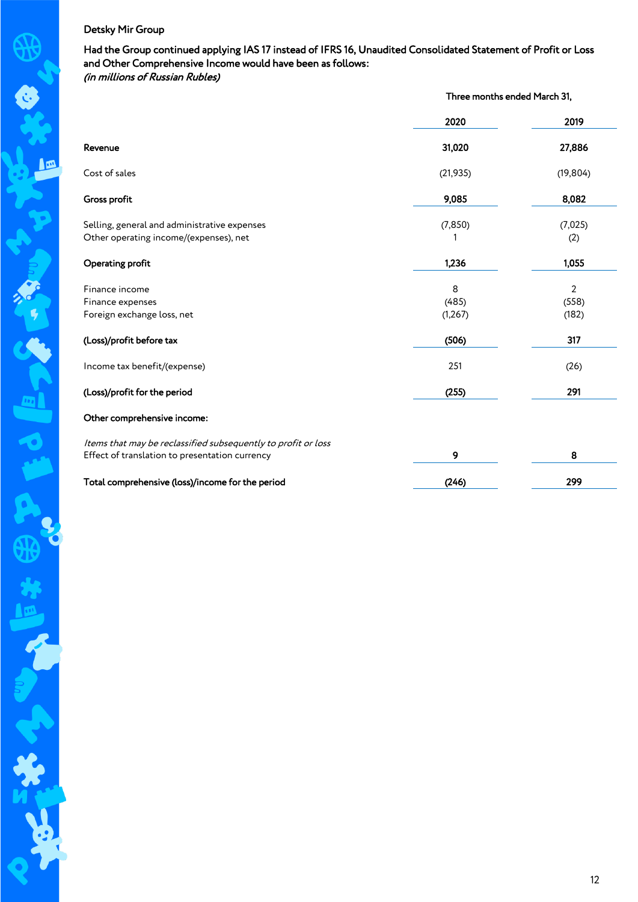Detsky Mir Group

**Had the Group continued applying IAS 17 instead of IFRS 16, Unaudited Consolidated Statement of Profit or Loss and Other Comprehensive Income would have been as follows:**
***(in millions of Russian Rubles)***

| | Three months ended March 31, | |
|---|---|---|
| | **2020** | **2019** |
| **Revenue** | **31,020** | **27,886** |
| Cost of sales | (21,935) | (19,804) |
| **Gross profit** | **9,085** | **8,082** |
| Selling, general and administrative expenses | (7,850) | (7,025) |
| Other operating income/(expenses), net | 1 | (2) |
| **Operating profit** | **1,236** | **1,055** |
| Finance income | 8 | 2 |
| Finance expenses | (485) | (558) |
| Foreign exchange loss, net | (1,267) | (182) |
| **(Loss)/profit before tax** | **(506)** | **317** |
| Income tax benefit/(expense) | 251 | (26) |
| **(Loss)/profit for the period** | **(255)** | **291** |
| **Other comprehensive income:** | | |
| *Items that may be reclassified subsequently to profit or loss* | | |
| Effect of translation to presentation currency | **9** | **8** |
| **Total comprehensive (loss)/income for the period** | **(246)** | **299** |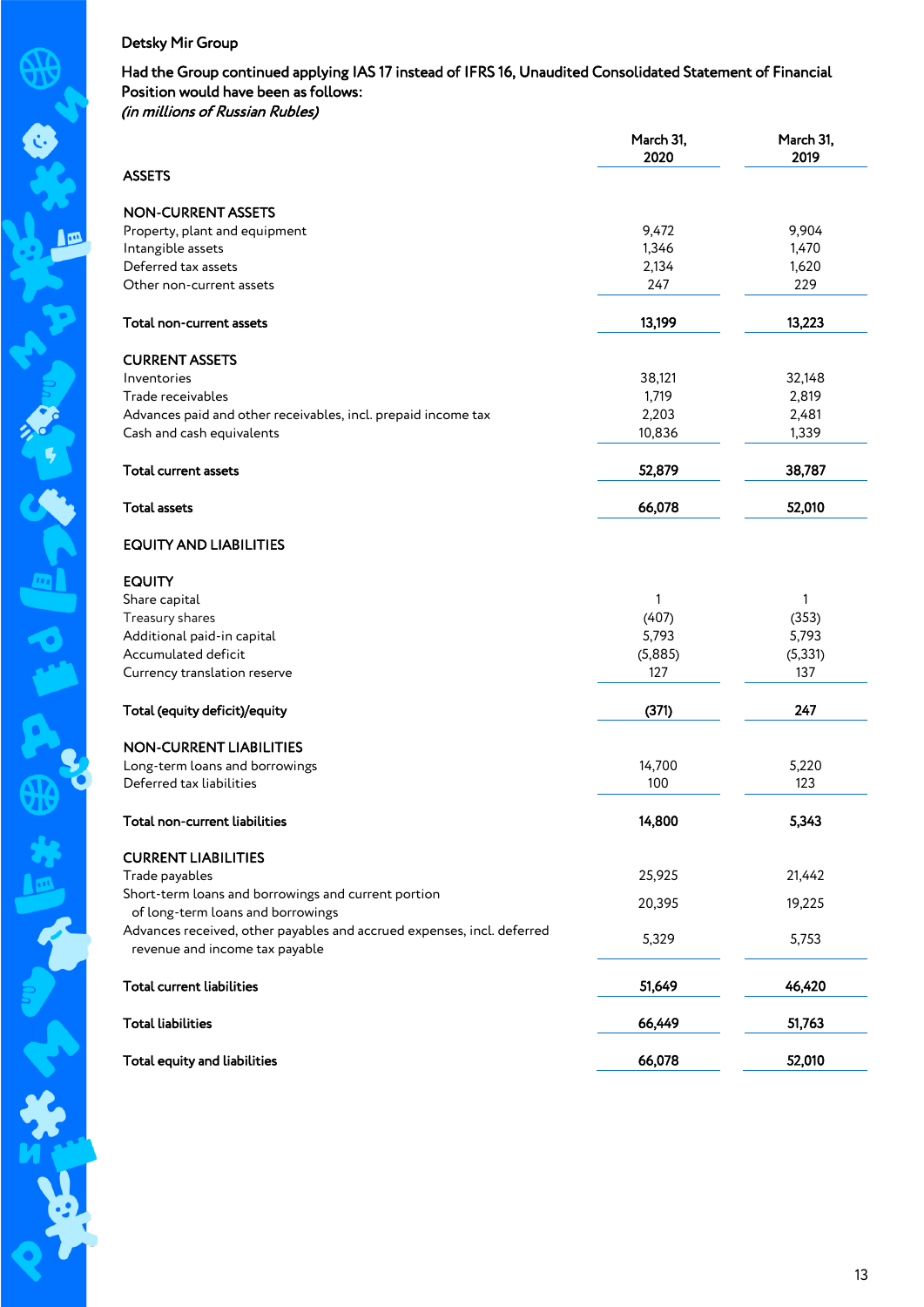Detsky Mir Group

**Had the Group continued applying IAS 17 instead of IFRS 16, Unaudited Consolidated Statement of Financial Position would have been as follows:**
*(in millions of Russian Rubles)*

| | March 31, 2020 | March 31, 2019 |
|---|---|---|
| **ASSETS** | | |
| **NON-CURRENT ASSETS** | | |
| Property, plant and equipment | 9,472 | 9,904 |
| Intangible assets | 1,346 | 1,470 |
| Deferred tax assets | 2,134 | 1,620 |
| Other non-current assets | 247 | 229 |
| **Total non-current assets** | **13,199** | **13,223** |
| **CURRENT ASSETS** | | |
| Inventories | 38,121 | 32,148 |
| Trade receivables | 1,719 | 2,819 |
| Advances paid and other receivables, incl. prepaid income tax | 2,203 | 2,481 |
| Cash and cash equivalents | 10,836 | 1,339 |
| **Total current assets** | **52,879** | **38,787** |
| **Total assets** | **66,078** | **52,010** |
| **EQUITY AND LIABILITIES** | | |
| **EQUITY** | | |
| Share capital | 1 | 1 |
| Treasury shares | (407) | (353) |
| Additional paid-in capital | 5,793 | 5,793 |
| Accumulated deficit | (5,885) | (5,331) |
| Currency translation reserve | 127 | 137 |
| **Total (equity deficit)/equity** | **(371)** | **247** |
| **NON-CURRENT LIABILITIES** | | |
| Long-term loans and borrowings | 14,700 | 5,220 |
| Deferred tax liabilities | 100 | 123 |
| **Total non-current liabilities** | **14,800** | **5,343** |
| **CURRENT LIABILITIES** | | |
| Trade payables | 25,925 | 21,442 |
| Short-term loans and borrowings and current portion of long-term loans and borrowings | 20,395 | 19,225 |
| Advances received, other payables and accrued expenses, incl. deferred revenue and income tax payable | 5,329 | 5,753 |
| **Total current liabilities** | **51,649** | **46,420** |
| **Total liabilities** | **66,449** | **51,763** |
| **Total equity and liabilities** | **66,078** | **52,010** |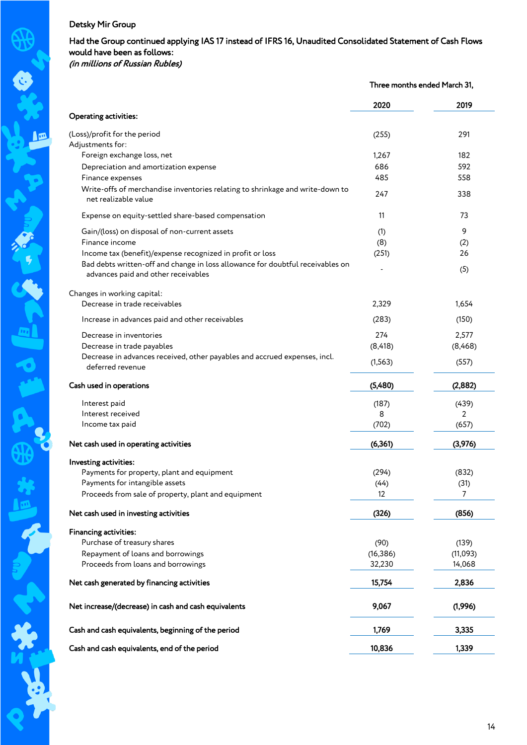Detsky Mir Group

Had the Group continued applying IAS 17 instead of IFRS 16, Unaudited Consolidated Statement of Cash Flows would have been as follows:
*(in millions of Russian Rubles)*

| | Three months ended March 31, | |
|---|---|---|
| | **2020** | **2019** |
| **Operating activities:** | | |
| (Loss)/profit for the period | (255) | 291 |
| Adjustments for: | | |
| Foreign exchange loss, net | 1,267 | 182 |
| Depreciation and amortization expense | 686 | 592 |
| Finance expenses | 485 | 558 |
| Write-offs of merchandise inventories relating to shrinkage and write-down to net realizable value | 247 | 338 |
| Expense on equity-settled share-based compensation | 11 | 73 |
| Gain/(loss) on disposal of non-current assets | (1) | 9 |
| Finance income | (8) | (2) |
| Income tax (benefit)/expense recognized in profit or loss | (251) | 26 |
| Bad debts written-off and change in loss allowance for doubtful receivables on advances paid and other receivables | - | (5) |
| Changes in working capital: | | |
| Decrease in trade receivables | 2,329 | 1,654 |
| Increase in advances paid and other receivables | (283) | (150) |
| Decrease in inventories | 274 | 2,577 |
| Decrease in trade payables | (8,418) | (8,468) |
| Decrease in advances received, other payables and accrued expenses, incl. deferred revenue | (1,563) | (557) |
| **Cash used in operations** | **(5,480)** | **(2,882)** |
| Interest paid | (187) | (439) |
| Interest received | 8 | 2 |
| Income tax paid | (702) | (657) |
| **Net cash used in operating activities** | **(6,361)** | **(3,976)** |
| **Investing activities:** | | |
| Payments for property, plant and equipment | (294) | (832) |
| Payments for intangible assets | (44) | (31) |
| Proceeds from sale of property, plant and equipment | 12 | 7 |
| **Net cash used in investing activities** | **(326)** | **(856)** |
| **Financing activities:** | | |
| Purchase of treasury shares | (90) | (139) |
| Repayment of loans and borrowings | (16,386) | (11,093) |
| Proceeds from loans and borrowings | 32,230 | 14,068 |
| **Net cash generated by financing activities** | **15,754** | **2,836** |
| **Net increase/(decrease) in cash and cash equivalents** | **9,067** | **(1,996)** |
| **Cash and cash equivalents, beginning of the period** | **1,769** | **3,335** |
| **Cash and cash equivalents, end of the period** | **10,836** | **1,339** |